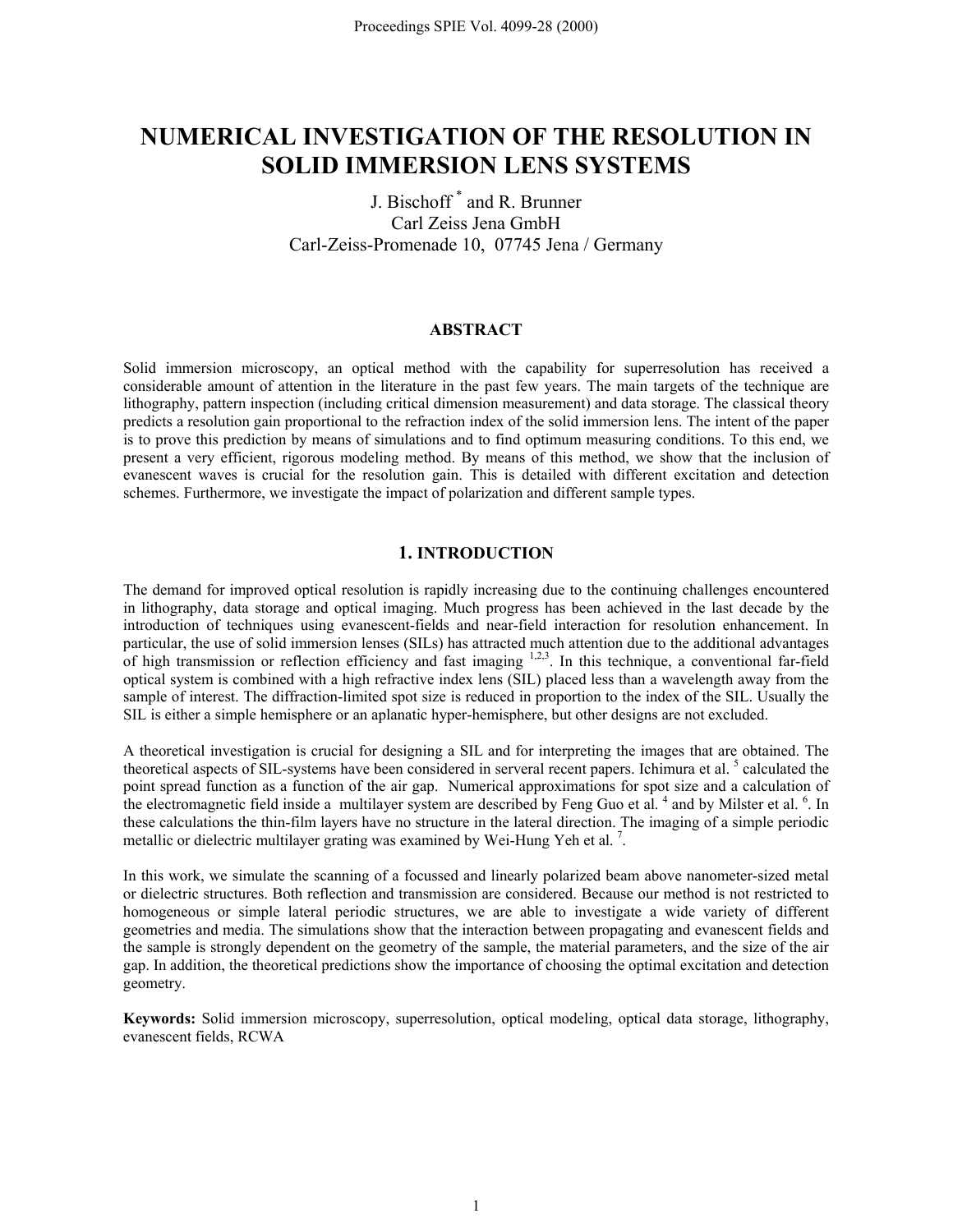# NUMERICAL INVESTIGATION OF THE RESOLUTION IN SOLID IMMERSION LENS SYSTEMS

J. Bischoff [*] and R. Brunner
Carl Zeiss Jena GmbH
Carl-Zeiss-Promenade 10, 07745 Jena / Germany

## ABSTRACT

Solid immersion microscopy, an optical method with the capability for superresolution has received a considerable amount of attention in the literature in the past few years. The main targets of the technique are lithography, pattern inspection (including critical dimension measurement) and data storage. The classical theory predicts a resolution gain proportional to the refraction index of the solid immersion lens. The intent of the paper is to prove this prediction by means of simulations and to find optimum measuring conditions. To this end, we present a very efficient, rigorous modeling method. By means of this method, we show that the inclusion of evanescent waves is crucial for the resolution gain. This is detailed with different excitation and detection schemes. Furthermore, we investigate the impact of polarization and different sample types.

## 1. INTRODUCTION

The demand for improved optical resolution is rapidly increasing due to the continuing challenges encountered in lithography, data storage and optical imaging. Much progress has been achieved in the last decade by the introduction of techniques using evanescent-fields and near-field interaction for resolution enhancement. In particular, the use of solid immersion lenses (SILs) has attracted much attention due to the additional advantages of high transmission or reflection efficiency and fast imaging [1,2,3]. In this technique, a conventional far-field optical system is combined with a high refractive index lens (SIL) placed less than a wavelength away from the sample of interest. The diffraction-limited spot size is reduced in proportion to the index of the SIL. Usually the SIL is either a simple hemisphere or an aplanatic hyper-hemisphere, but other designs are not excluded.

A theoretical investigation is crucial for designing a SIL and for interpreting the images that are obtained. The theoretical aspects of SIL-systems have been considered in serveral recent papers. Ichimura et al. [5] calculated the point spread function as a function of the air gap. Numerical approximations for spot size and a calculation of the electromagnetic field inside a multilayer system are described by Feng Guo et al. [4] and by Milster et al. [6]. In these calculations the thin-film layers have no structure in the lateral direction. The imaging of a simple periodic metallic or dielectric multilayer grating was examined by Wei-Hung Yeh et al. [7].

In this work, we simulate the scanning of a focussed and linearly polarized beam above nanometer-sized metal or dielectric structures. Both reflection and transmission are considered. Because our method is not restricted to homogeneous or simple lateral periodic structures, we are able to investigate a wide variety of different geometries and media. The simulations show that the interaction between propagating and evanescent fields and the sample is strongly dependent on the geometry of the sample, the material parameters, and the size of the air gap. In addition, the theoretical predictions show the importance of choosing the optimal excitation and detection geometry.

**Keywords:** Solid immersion microscopy, superresolution, optical modeling, optical data storage, lithography, evanescent fields, RCWA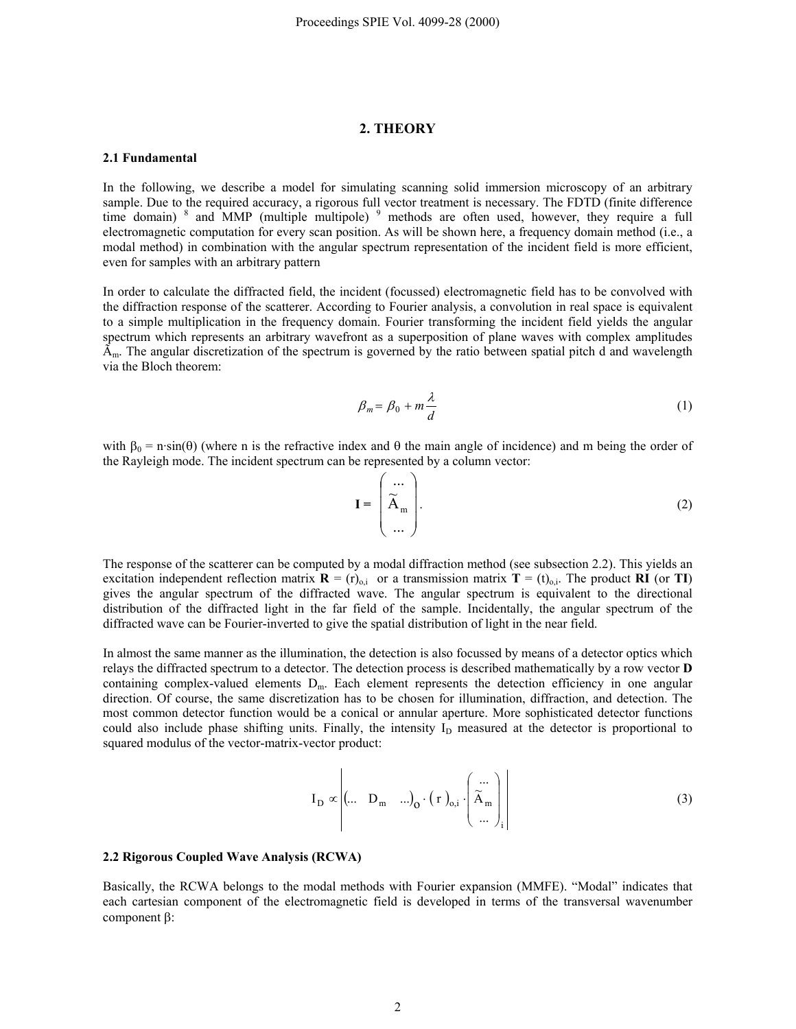## 2. THEORY

### 2.1 Fundamental

In the following, we describe a model for simulating scanning solid immersion microscopy of an arbitrary sample. Due to the required accuracy, a rigorous full vector treatment is necessary. The FDTD (finite difference time domain) [8] and MMP (multiple multipole) [9] methods are often used, however, they require a full electromagnetic computation for every scan position. As will be shown here, a frequency domain method (i.e., a modal method) in combination with the angular spectrum representation of the incident field is more efficient, even for samples with an arbitrary pattern

In order to calculate the diffracted field, the incident (focussed) electromagnetic field has to be convolved with the diffraction response of the scatterer. According to Fourier analysis, a convolution in real space is equivalent to a simple multiplication in the frequency domain. Fourier transforming the incident field yields the angular spectrum which represents an arbitrary wavefront as a superposition of plane waves with complex amplitudes $\tilde{A}_m$. The angular discretization of the spectrum is governed by the ratio between spatial pitch d and wavelength via the Bloch theorem:

$$\beta_m = \beta_0 + m\frac{\lambda}{d} \tag{1}$$

with $\beta_0 = n \cdot \sin(\theta)$ (where n is the refractive index and θ the main angle of incidence) and m being the order of the Rayleigh mode. The incident spectrum can be represented by a column vector:

$$\mathbf{I} = \begin{pmatrix} \cdots \\ \tilde{A}_m \\ \cdots \end{pmatrix}. \tag{2}$$

The response of the scatterer can be computed by a modal diffraction method (see subsection 2.2). This yields an excitation independent reflection matrix $\mathbf{R} = (r)_{o,i}$ or a transmission matrix $\mathbf{T} = (t)_{o,i}$. The product **RI** (or **TI**) gives the angular spectrum of the diffracted wave. The angular spectrum is equivalent to the directional distribution of the diffracted light in the far field of the sample. Incidentally, the angular spectrum of the diffracted wave can be Fourier-inverted to give the spatial distribution of light in the near field.

In almost the same manner as the illumination, the detection is also focussed by means of a detector optics which relays the diffracted spectrum to a detector. The detection process is described mathematically by a row vector **D** containing complex-valued elements $D_m$. Each element represents the detection efficiency in one angular direction. Of course, the same discretization has to be chosen for illumination, diffraction, and detection. The most common detector function would be a conical or annular aperture. More sophisticated detector functions could also include phase shifting units. Finally, the intensity $I_D$ measured at the detector is proportional to squared modulus of the vector-matrix-vector product:

$$I_D \propto \left| \begin{pmatrix} \ldots & D_m & \ldots \end{pmatrix}_o \cdot (r)_{o,i} \cdot \begin{pmatrix} \cdots \\ \tilde{A}_m \\ \cdots \end{pmatrix}_i \right| \tag{3}$$

### 2.2 Rigorous Coupled Wave Analysis (RCWA)

Basically, the RCWA belongs to the modal methods with Fourier expansion (MMFE). "Modal" indicates that each cartesian component of the electromagnetic field is developed in terms of the transversal wavenumber component β: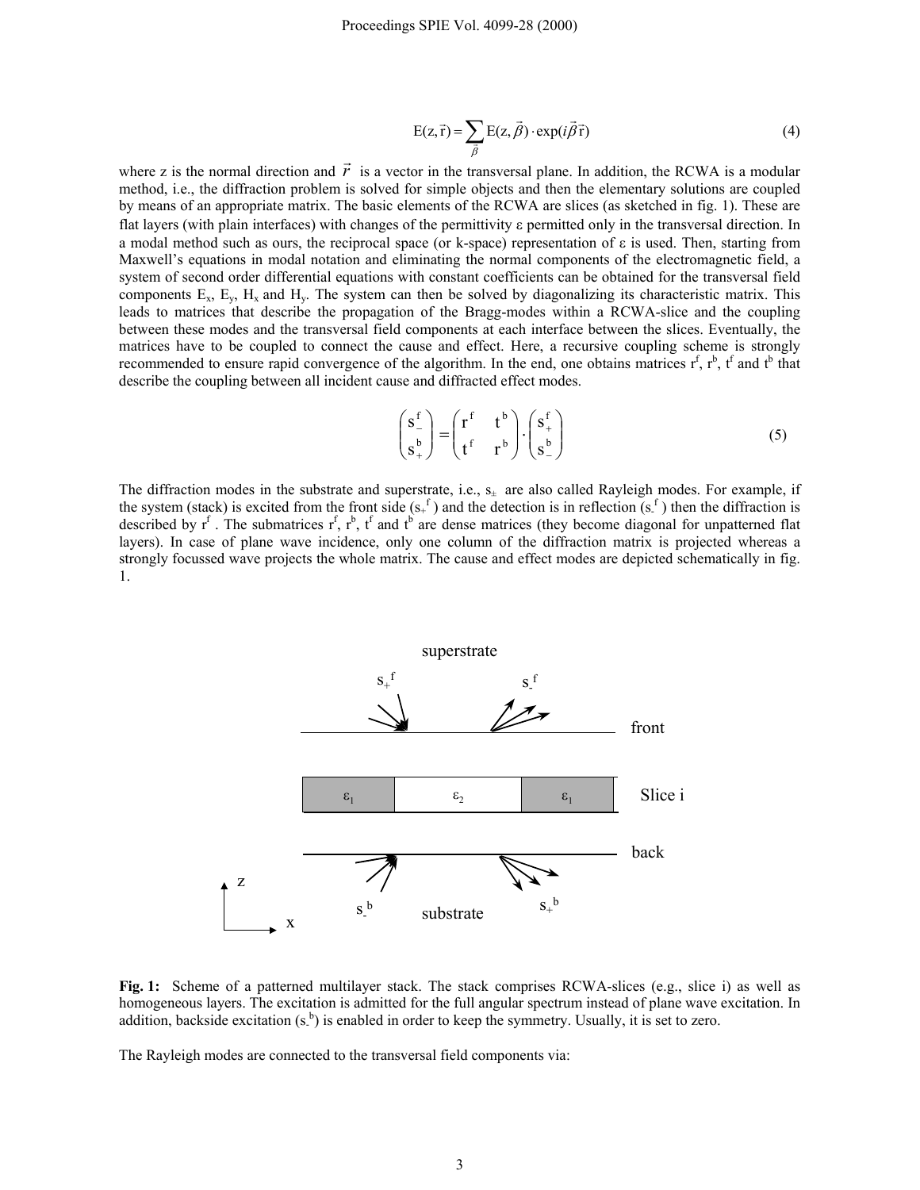$$\mathrm{E}(z,\vec{r}) = \sum_{\vec{\beta}} \mathrm{E}(z,\vec{\beta}) \cdot \exp(i\vec{\beta}\vec{r}) \tag{4}$$

where z is the normal direction and $\vec{r}$ is a vector in the transversal plane. In addition, the RCWA is a modular method, i.e., the diffraction problem is solved for simple objects and then the elementary solutions are coupled by means of an appropriate matrix. The basic elements of the RCWA are slices (as sketched in fig. 1). These are flat layers (with plain interfaces) with changes of the permittivity ε permitted only in the transversal direction. In a modal method such as ours, the reciprocal space (or k-space) representation of ε is used. Then, starting from Maxwell's equations in modal notation and eliminating the normal components of the electromagnetic field, a system of second order differential equations with constant coefficients can be obtained for the transversal field components $E_x$, $E_y$, $H_x$ and $H_y$. The system can then be solved by diagonalizing its characteristic matrix. This leads to matrices that describe the propagation of the Bragg-modes within a RCWA-slice and the coupling between these modes and the transversal field components at each interface between the slices. Eventually, the matrices have to be coupled to connect the cause and effect. Here, a recursive coupling scheme is strongly recommended to ensure rapid convergence of the algorithm. In the end, one obtains matrices $r^f$, $r^b$, $t^f$ and $t^b$ that describe the coupling between all incident cause and diffracted effect modes.

$$\begin{pmatrix} s_-^f \\ s_+^b \end{pmatrix} = \begin{pmatrix} r^f & t^b \\ t^f & r^b \end{pmatrix} \cdot \begin{pmatrix} s_+^f \\ s_-^b \end{pmatrix} \tag{5}$$

The diffraction modes in the substrate and superstrate, i.e., $s_\pm$ are also called Rayleigh modes. For example, if the system (stack) is excited from the front side ($s_+^f$) and the detection is in reflection ($s_-^f$) then the diffraction is described by $r^f$. The submatrices $r^f$, $r^b$, $t^f$ and $t^b$ are dense matrices (they become diagonal for unpatterned flat layers). In case of plane wave incidence, only one column of the diffraction matrix is projected whereas a strongly focussed wave projects the whole matrix. The cause and effect modes are depicted schematically in fig. 1.

**Fig. 1:** Scheme of a patterned multilayer stack. The stack comprises RCWA-slices (e.g., slice i) as well as homogeneous layers. The excitation is admitted for the full angular spectrum instead of plane wave excitation. In addition, backside excitation ($s_-^b$) is enabled in order to keep the symmetry. Usually, it is set to zero.

The Rayleigh modes are connected to the transversal field components via: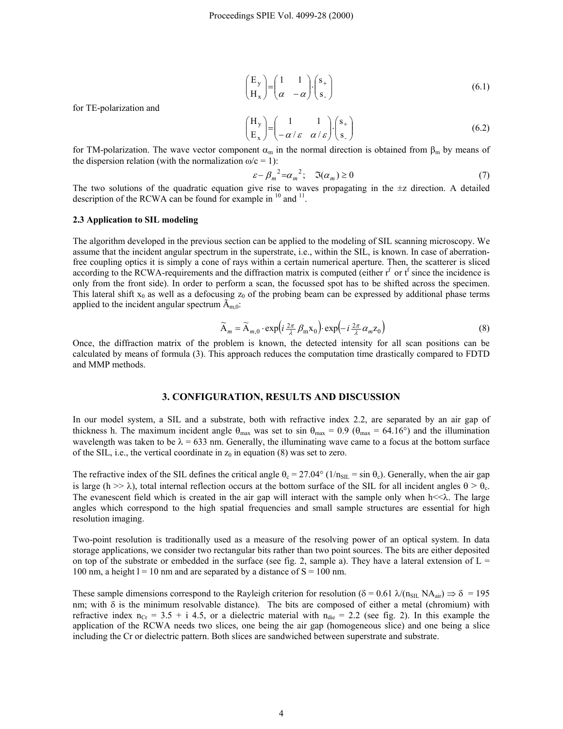$$\begin{pmatrix} E_y \\ H_x \end{pmatrix} = \begin{pmatrix} 1 & 1 \\ \alpha & -\alpha \end{pmatrix} \cdot \begin{pmatrix} s_+ \\ s_- \end{pmatrix} \tag{6.1}$$

for TE-polarization and

$$\begin{pmatrix} H_y \\ E_x \end{pmatrix} = \begin{pmatrix} 1 & 1 \\ -\alpha/\varepsilon & \alpha/\varepsilon \end{pmatrix} \cdot \begin{pmatrix} s_+ \\ s_- \end{pmatrix} \tag{6.2}$$

for TM-polarization. The wave vector component $\alpha_m$ in the normal direction is obtained from $\beta_m$ by means of the dispersion relation (with the normalization $\omega/c = 1$):

$$\varepsilon - \beta_m{}^2 = \alpha_m{}^2; \quad \Im(\alpha_m) \geq 0 \tag{7}$$

The two solutions of the quadratic equation give rise to waves propagating in the ±z direction. A detailed description of the RCWA can be found for example in [10] and [11].

### 2.3 Application to SIL modeling

The algorithm developed in the previous section can be applied to the modeling of SIL scanning microscopy. We assume that the incident angular spectrum in the superstrate, i.e., within the SIL, is known. In case of aberration-free coupling optics it is simply a cone of rays within a certain numerical aperture. Then, the scatterer is sliced according to the RCWA-requirements and the diffraction matrix is computed (either $r^f$ or $t^f$ since the incidence is only from the front side). In order to perform a scan, the focussed spot has to be shifted across the specimen. This lateral shift $x_0$ as well as a defocusing $z_0$ of the probing beam can be expressed by additional phase terms applied to the incident angular spectrum $\tilde{A}_{m,0}$:

$$\tilde{A}_m = \tilde{A}_{m,0} \cdot \exp\left(i \tfrac{2\pi}{\lambda} \beta_m x_0\right) \cdot \exp\left(-i \tfrac{2\pi}{\lambda} \alpha_m z_0\right) \tag{8}$$

Once, the diffraction matrix of the problem is known, the detected intensity for all scan positions can be calculated by means of formula (3). This approach reduces the computation time drastically compared to FDTD and MMP methods.

## 3. CONFIGURATION, RESULTS AND DISCUSSION

In our model system, a SIL and a substrate, both with refractive index 2.2, are separated by an air gap of thickness h. The maximum incident angle $\theta_{max}$ was set to $\sin \theta_{max} = 0.9$ ($\theta_{max} = 64.16°$) and the illumination wavelength was taken to be $\lambda = 633$ nm. Generally, the illuminating wave came to a focus at the bottom surface of the SIL, i.e., the vertical coordinate in $z_0$ in equation (8) was set to zero.

The refractive index of the SIL defines the critical angle $\theta_c = 27.04°$ ($1/n_{SIL} = \sin \theta_c$). Generally, when the air gap is large ($h >> \lambda$), total internal reflection occurs at the bottom surface of the SIL for all incident angles $\theta > \theta_c$. The evanescent field which is created in the air gap will interact with the sample only when $h << \lambda$. The large angles which correspond to the high spatial frequencies and small sample structures are essential for high resolution imaging.

Two-point resolution is traditionally used as a measure of the resolving power of an optical system. In data storage applications, we consider two rectangular bits rather than two point sources. The bits are either deposited on top of the substrate or embedded in the surface (see fig. 2, sample a). They have a lateral extension of L = 100 nm, a height l = 10 nm and are separated by a distance of S = 100 nm.

These sample dimensions correspond to the Rayleigh criterion for resolution ($\delta = 0.61\ \lambda/(n_{SIL}\ NA_{air}) \Rightarrow \delta = 195$ nm; with $\delta$ is the minimum resolvable distance). The bits are composed of either a metal (chromium) with refractive index $n_{Cr} = 3.5 + i\ 4.5$, or a dielectric material with $n_{die} = 2.2$ (see fig. 2). In this example the application of the RCWA needs two slices, one being the air gap (homogeneous slice) and one being a slice including the Cr or dielectric pattern. Both slices are sandwiched between superstrate and substrate.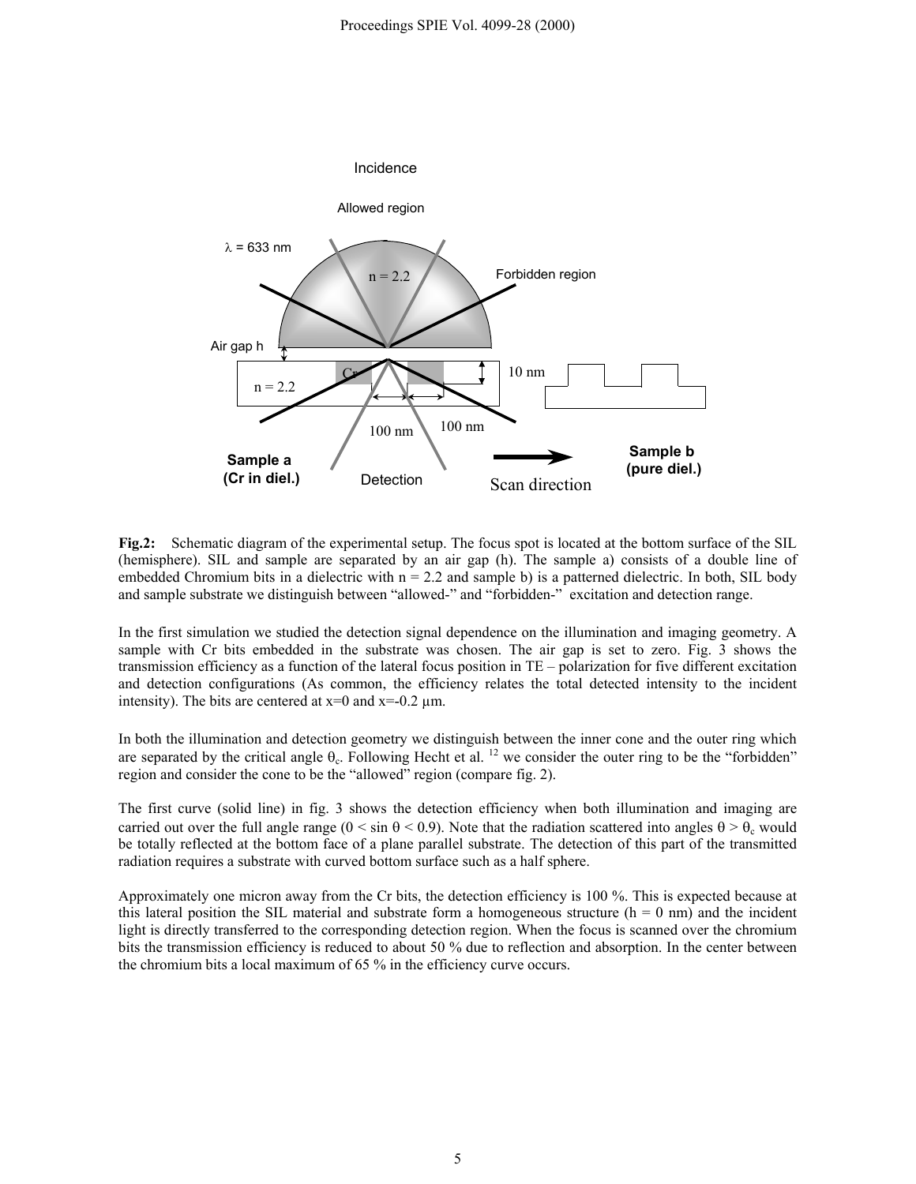**Fig.2:** Schematic diagram of the experimental setup. The focus spot is located at the bottom surface of the SIL (hemisphere). SIL and sample are separated by an air gap (h). The sample a) consists of a double line of embedded Chromium bits in a dielectric with n = 2.2 and sample b) is a patterned dielectric. In both, SIL body and sample substrate we distinguish between "allowed-" and "forbidden-" excitation and detection range.

In the first simulation we studied the detection signal dependence on the illumination and imaging geometry. A sample with Cr bits embedded in the substrate was chosen. The air gap is set to zero. Fig. 3 shows the transmission efficiency as a function of the lateral focus position in TE – polarization for five different excitation and detection configurations (As common, the efficiency relates the total detected intensity to the incident intensity). The bits are centered at x=0 and x=-0.2 µm.

In both the illumination and detection geometry we distinguish between the inner cone and the outer ring which are separated by the critical angle $\theta_c$. Following Hecht et al. [12] we consider the outer ring to be the "forbidden" region and consider the cone to be the "allowed" region (compare fig. 2).

The first curve (solid line) in fig. 3 shows the detection efficiency when both illumination and imaging are carried out over the full angle range ($0 < \sin\theta < 0.9$). Note that the radiation scattered into angles $\theta > \theta_c$ would be totally reflected at the bottom face of a plane parallel substrate. The detection of this part of the transmitted radiation requires a substrate with curved bottom surface such as a half sphere.

Approximately one micron away from the Cr bits, the detection efficiency is 100 %. This is expected because at this lateral position the SIL material and substrate form a homogeneous structure (h = 0 nm) and the incident light is directly transferred to the corresponding detection region. When the focus is scanned over the chromium bits the transmission efficiency is reduced to about 50 % due to reflection and absorption. In the center between the chromium bits a local maximum of 65 % in the efficiency curve occurs.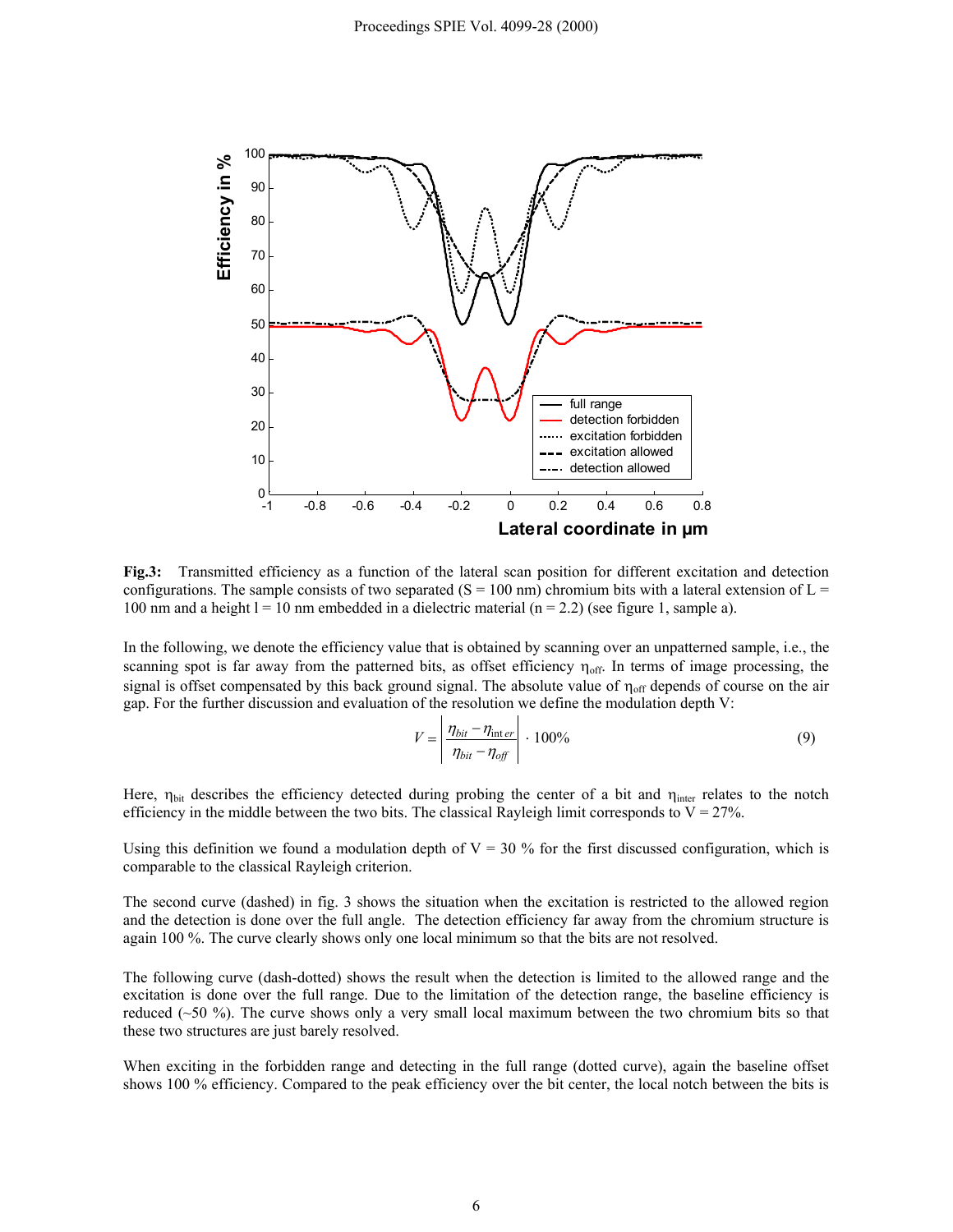**Fig.3:** Transmitted efficiency as a function of the lateral scan position for different excitation and detection configurations. The sample consists of two separated (S = 100 nm) chromium bits with a lateral extension of L = 100 nm and a height l = 10 nm embedded in a dielectric material (n = 2.2) (see figure 1, sample a).

In the following, we denote the efficiency value that is obtained by scanning over an unpatterned sample, i.e., the scanning spot is far away from the patterned bits, as offset efficiency $\eta_{off}$. In terms of image processing, the signal is offset compensated by this back ground signal. The absolute value of $\eta_{off}$ depends of course on the air gap. For the further discussion and evaluation of the resolution we define the modulation depth V:

$$V = \left| \frac{\eta_{bit} - \eta_{inter}}{\eta_{bit} - \eta_{off}} \right| \cdot 100\% \tag{9}$$

Here, $\eta_{bit}$ describes the efficiency detected during probing the center of a bit and $\eta_{inter}$ relates to the notch efficiency in the middle between the two bits. The classical Rayleigh limit corresponds to V = 27%.

Using this definition we found a modulation depth of V = 30 % for the first discussed configuration, which is comparable to the classical Rayleigh criterion.

The second curve (dashed) in fig. 3 shows the situation when the excitation is restricted to the allowed region and the detection is done over the full angle. The detection efficiency far away from the chromium structure is again 100 %. The curve clearly shows only one local minimum so that the bits are not resolved.

The following curve (dash-dotted) shows the result when the detection is limited to the allowed range and the excitation is done over the full range. Due to the limitation of the detection range, the baseline efficiency is reduced (~50 %). The curve shows only a very small local maximum between the two chromium bits so that these two structures are just barely resolved.

When exciting in the forbidden range and detecting in the full range (dotted curve), again the baseline offset shows 100 % efficiency. Compared to the peak efficiency over the bit center, the local notch between the bits is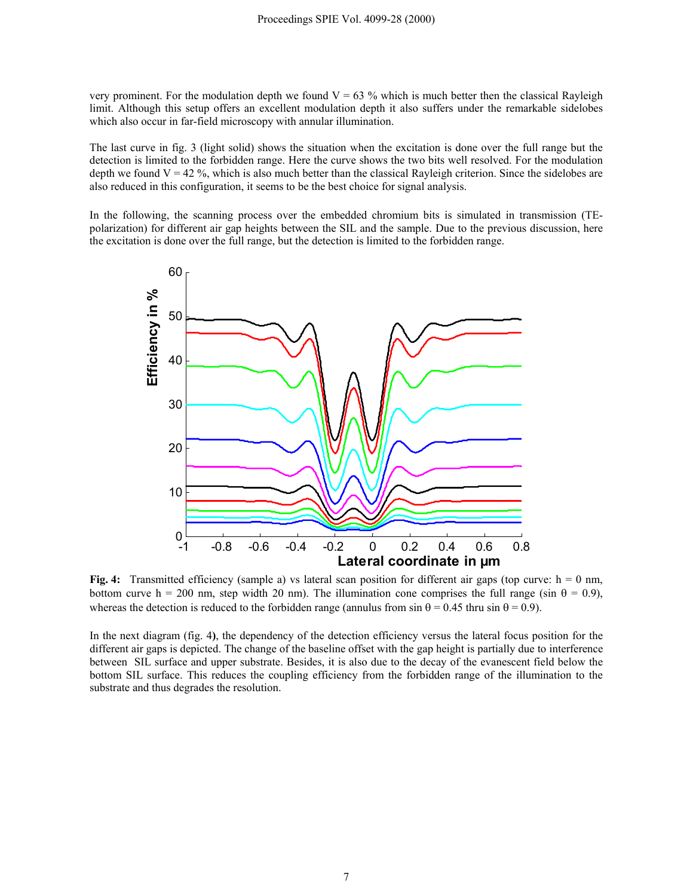very prominent. For the modulation depth we found V = 63 % which is much better then the classical Rayleigh limit. Although this setup offers an excellent modulation depth it also suffers under the remarkable sidelobes which also occur in far-field microscopy with annular illumination.

The last curve in fig. 3 (light solid) shows the situation when the excitation is done over the full range but the detection is limited to the forbidden range. Here the curve shows the two bits well resolved. For the modulation depth we found V = 42 %, which is also much better than the classical Rayleigh criterion. Since the sidelobes are also reduced in this configuration, it seems to be the best choice for signal analysis.

In the following, the scanning process over the embedded chromium bits is simulated in transmission (TE-polarization) for different air gap heights between the SIL and the sample. Due to the previous discussion, here the excitation is done over the full range, but the detection is limited to the forbidden range.

**Fig. 4:** Transmitted efficiency (sample a) vs lateral scan position for different air gaps (top curve: h = 0 nm, bottom curve h = 200 nm, step width 20 nm). The illumination cone comprises the full range (sin θ = 0.9), whereas the detection is reduced to the forbidden range (annulus from sin θ = 0.45 thru sin θ = 0.9).

In the next diagram (fig. 4**)**, the dependency of the detection efficiency versus the lateral focus position for the different air gaps is depicted. The change of the baseline offset with the gap height is partially due to interference between SIL surface and upper substrate. Besides, it is also due to the decay of the evanescent field below the bottom SIL surface. This reduces the coupling efficiency from the forbidden range of the illumination to the substrate and thus degrades the resolution.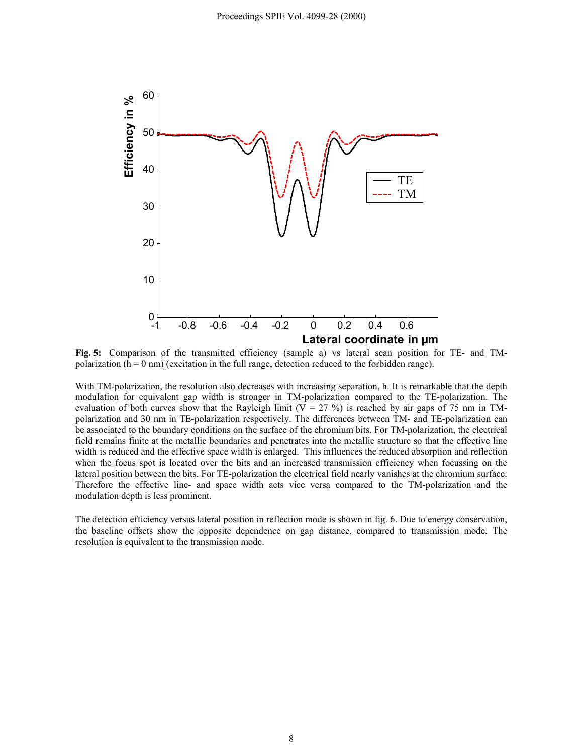**Fig. 5:** Comparison of the transmitted efficiency (sample a) vs lateral scan position for TE- and TM-polarization (h = 0 nm) (excitation in the full range, detection reduced to the forbidden range).

With TM-polarization, the resolution also decreases with increasing separation, h. It is remarkable that the depth modulation for equivalent gap width is stronger in TM-polarization compared to the TE-polarization. The evaluation of both curves show that the Rayleigh limit (V = 27 %) is reached by air gaps of 75 nm in TM-polarization and 30 nm in TE-polarization respectively. The differences between TM- and TE-polarization can be associated to the boundary conditions on the surface of the chromium bits. For TM-polarization, the electrical field remains finite at the metallic boundaries and penetrates into the metallic structure so that the effective line width is reduced and the effective space width is enlarged. This influences the reduced absorption and reflection when the focus spot is located over the bits and an increased transmission efficiency when focussing on the lateral position between the bits. For TE-polarization the electrical field nearly vanishes at the chromium surface. Therefore the effective line- and space width acts vice versa compared to the TM-polarization and the modulation depth is less prominent.

The detection efficiency versus lateral position in reflection mode is shown in fig. 6. Due to energy conservation, the baseline offsets show the opposite dependence on gap distance, compared to transmission mode. The resolution is equivalent to the transmission mode.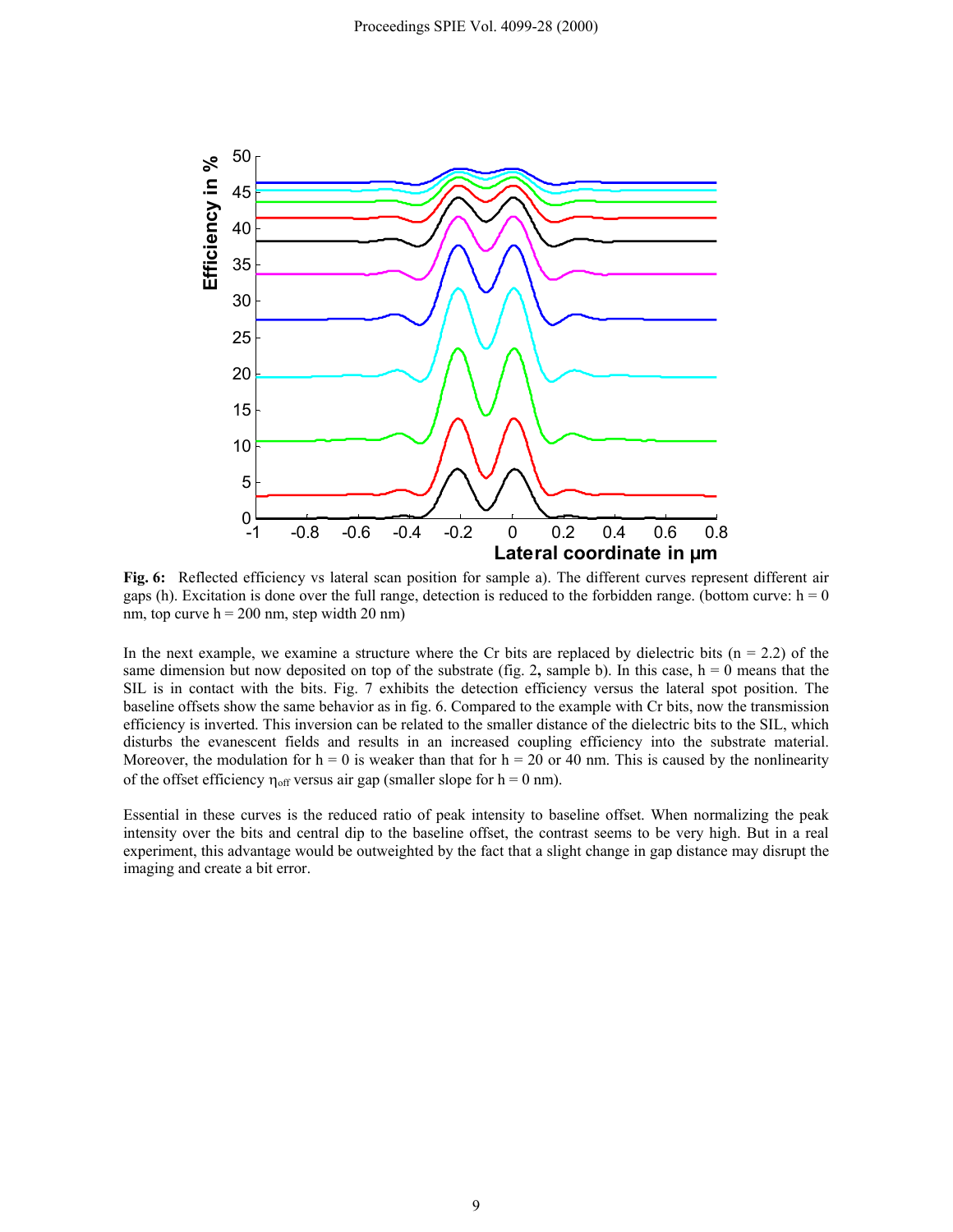**Fig. 6:** Reflected efficiency vs lateral scan position for sample a). The different curves represent different air gaps (h). Excitation is done over the full range, detection is reduced to the forbidden range. (bottom curve: h = 0 nm, top curve h = 200 nm, step width 20 nm)

In the next example, we examine a structure where the Cr bits are replaced by dielectric bits (n = 2.2) of the same dimension but now deposited on top of the substrate (fig. 2, sample b). In this case, h = 0 means that the SIL is in contact with the bits. Fig. 7 exhibits the detection efficiency versus the lateral spot position. The baseline offsets show the same behavior as in fig. 6. Compared to the example with Cr bits, now the transmission efficiency is inverted. This inversion can be related to the smaller distance of the dielectric bits to the SIL, which disturbs the evanescent fields and results in an increased coupling efficiency into the substrate material. Moreover, the modulation for h = 0 is weaker than that for h = 20 or 40 nm. This is caused by the nonlinearity of the offset efficiency $\eta_{off}$ versus air gap (smaller slope for h = 0 nm).

Essential in these curves is the reduced ratio of peak intensity to baseline offset. When normalizing the peak intensity over the bits and central dip to the baseline offset, the contrast seems to be very high. But in a real experiment, this advantage would be outweighted by the fact that a slight change in gap distance may disrupt the imaging and create a bit error.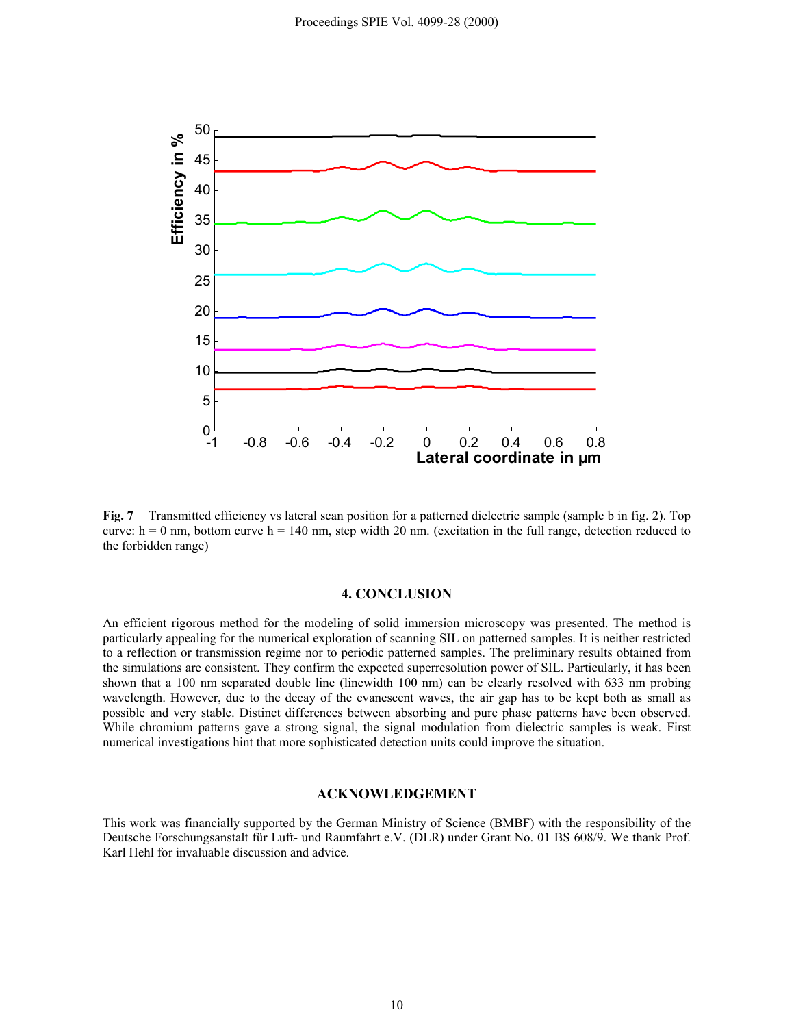**Fig. 7** Transmitted efficiency vs lateral scan position for a patterned dielectric sample (sample b in fig. 2). Top curve: h = 0 nm, bottom curve h = 140 nm, step width 20 nm. (excitation in the full range, detection reduced to the forbidden range)

## 4. CONCLUSION

An efficient rigorous method for the modeling of solid immersion microscopy was presented. The method is particularly appealing for the numerical exploration of scanning SIL on patterned samples. It is neither restricted to a reflection or transmission regime nor to periodic patterned samples. The preliminary results obtained from the simulations are consistent. They confirm the expected superresolution power of SIL. Particularly, it has been shown that a 100 nm separated double line (linewidth 100 nm) can be clearly resolved with 633 nm probing wavelength. However, due to the decay of the evanescent waves, the air gap has to be kept both as small as possible and very stable. Distinct differences between absorbing and pure phase patterns have been observed. While chromium patterns gave a strong signal, the signal modulation from dielectric samples is weak. First numerical investigations hint that more sophisticated detection units could improve the situation.

## ACKNOWLEDGEMENT

This work was financially supported by the German Ministry of Science (BMBF) with the responsibility of the Deutsche Forschungsanstalt für Luft- und Raumfahrt e.V. (DLR) under Grant No. 01 BS 608/9. We thank Prof. Karl Hehl for invaluable discussion and advice.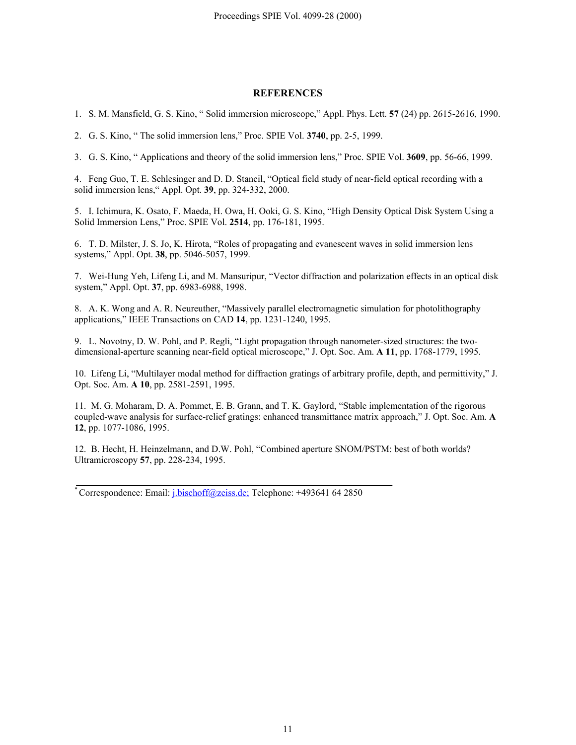# REFERENCES

1. S. M. Mansfield, G. S. Kino, " Solid immersion microscope," Appl. Phys. Lett. **57** (24) pp. 2615-2616, 1990.

2. G. S. Kino, " The solid immersion lens," Proc. SPIE Vol. **3740**, pp. 2-5, 1999.

3. G. S. Kino, " Applications and theory of the solid immersion lens," Proc. SPIE Vol. **3609**, pp. 56-66, 1999.

4. Feng Guo, T. E. Schlesinger and D. D. Stancil, "Optical field study of near-field optical recording with a solid immersion lens," Appl. Opt. **39**, pp. 324-332, 2000.

5. I. Ichimura, K. Osato, F. Maeda, H. Owa, H. Ooki, G. S. Kino, "High Density Optical Disk System Using a Solid Immersion Lens," Proc. SPIE Vol. **2514**, pp. 176-181, 1995.

6. T. D. Milster, J. S. Jo, K. Hirota, "Roles of propagating and evanescent waves in solid immersion lens systems," Appl. Opt. **38**, pp. 5046-5057, 1999.

7. Wei-Hung Yeh, Lifeng Li, and M. Mansuripur, "Vector diffraction and polarization effects in an optical disk system," Appl. Opt. **37**, pp. 6983-6988, 1998.

8. A. K. Wong and A. R. Neureuther, "Massively parallel electromagnetic simulation for photolithography applications," IEEE Transactions on CAD **14**, pp. 1231-1240, 1995.

9. L. Novotny, D. W. Pohl, and P. Regli, "Light propagation through nanometer-sized structures: the two-dimensional-aperture scanning near-field optical microscope," J. Opt. Soc. Am. **A 11**, pp. 1768-1779, 1995.

10. Lifeng Li, "Multilayer modal method for diffraction gratings of arbitrary profile, depth, and permittivity," J. Opt. Soc. Am. **A 10**, pp. 2581-2591, 1995.

11. M. G. Moharam, D. A. Pommet, E. B. Grann, and T. K. Gaylord, "Stable implementation of the rigorous coupled-wave analysis for surface-relief gratings: enhanced transmittance matrix approach," J. Opt. Soc. Am. **A 12**, pp. 1077-1086, 1995.

12. B. Hecht, H. Heinzelmann, and D.W. Pohl, "Combined aperture SNOM/PSTM: best of both worlds? Ultramicroscopy **57**, pp. 228-234, 1995.

---

* Correspondence: Email: j.bischoff@zeiss.de; Telephone: +493641 64 2850